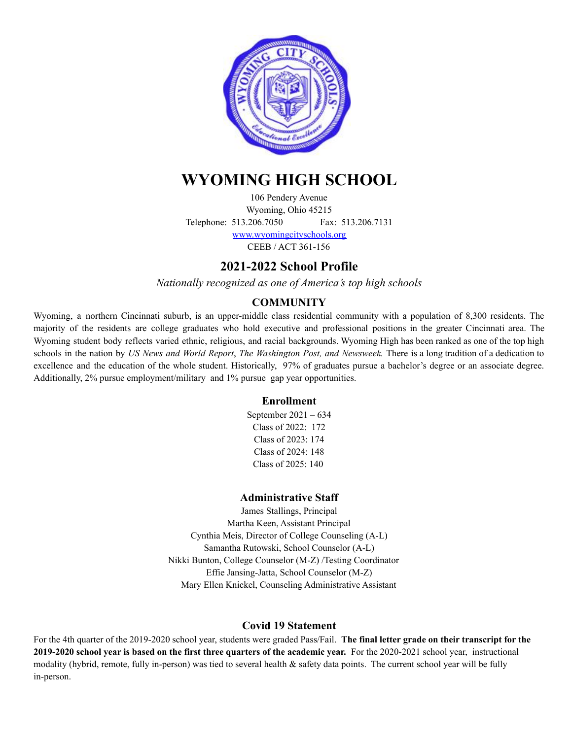# WYOMING HIGH SCHOOL

106 Pendery Avenue
Wyoming, Ohio 45215
Telephone: 513.206.7050 Fax: 513.206.7131
www.wyomingcityschools.org
CEEB / ACT 361-156

## 2021-2022 School Profile

*Nationally recognized as one of America's top high schools*

### COMMUNITY

Wyoming, a northern Cincinnati suburb, is an upper-middle class residential community with a population of 8,300 residents. The majority of the residents are college graduates who hold executive and professional positions in the greater Cincinnati area. The Wyoming student body reflects varied ethnic, religious, and racial backgrounds. Wyoming High has been ranked as one of the top high schools in the nation by *US News and World Report*, *The Washington Post, and Newsweek.* There is a long tradition of a dedication to excellence and the education of the whole student. Historically, 97% of graduates pursue a bachelor's degree or an associate degree. Additionally, 2% pursue employment/military and 1% pursue gap year opportunities.

### Enrollment

September 2021 – 634
Class of 2022: 172
Class of 2023: 174
Class of 2024: 148
Class of 2025: 140

### Administrative Staff

James Stallings, Principal
Martha Keen, Assistant Principal
Cynthia Meis, Director of College Counseling (A-L)
Samantha Rutowski, School Counselor (A-L)
Nikki Bunton, College Counselor (M-Z) /Testing Coordinator
Effie Jansing-Jatta, School Counselor (M-Z)
Mary Ellen Knickel, Counseling Administrative Assistant

### Covid 19 Statement

For the 4th quarter of the 2019-2020 school year, students were graded Pass/Fail. **The final letter grade on their transcript for the 2019-2020 school year is based on the first three quarters of the academic year.** For the 2020-2021 school year, instructional modality (hybrid, remote, fully in-person) was tied to several health & safety data points. The current school year will be fully in-person.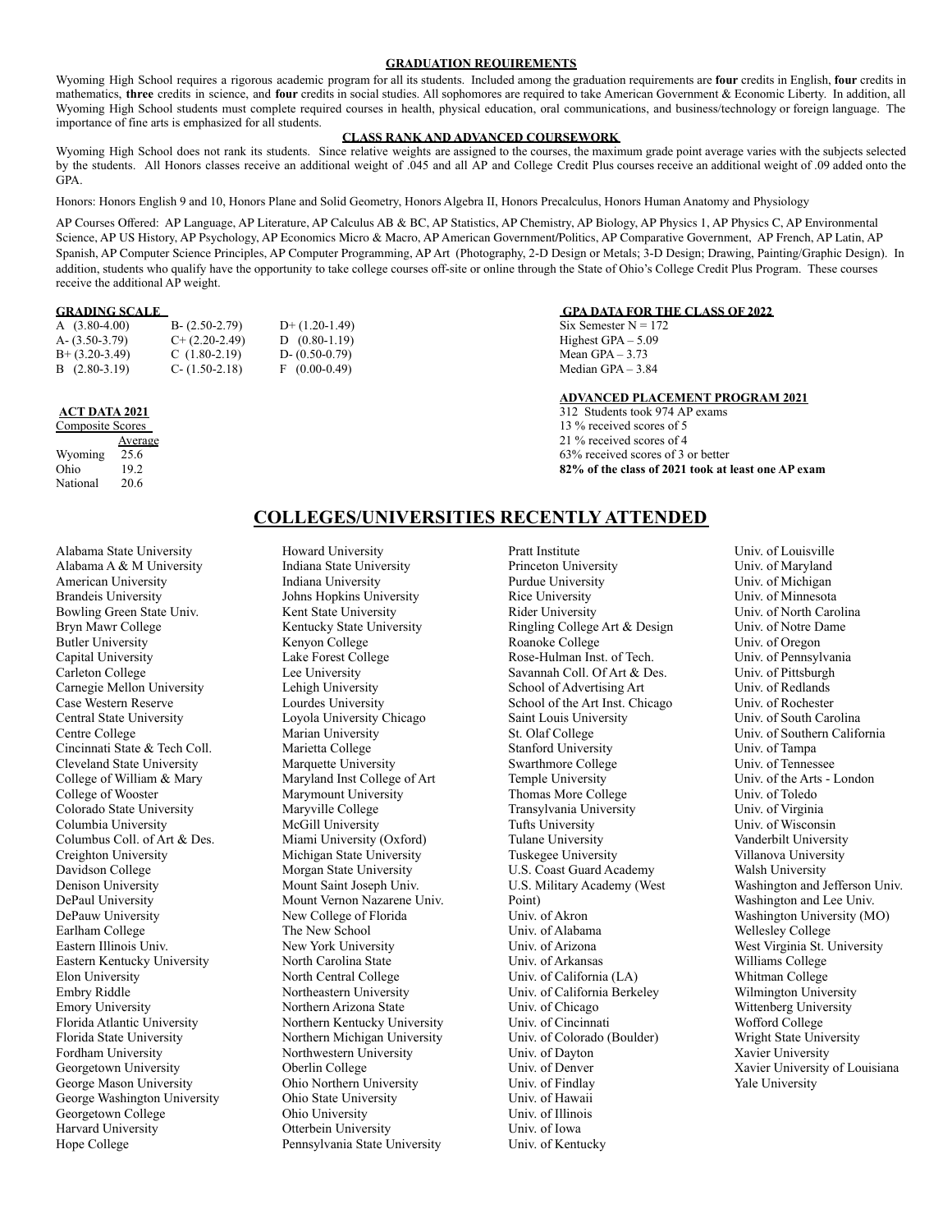## GRADUATION REQUIREMENTS

Wyoming High School requires a rigorous academic program for all its students. Included among the graduation requirements are **four** credits in English, **four** credits in mathematics, **three** credits in science, and **four** credits in social studies. All sophomores are required to take American Government & Economic Liberty. In addition, all Wyoming High School students must complete required courses in health, physical education, oral communications, and business/technology or foreign language. The importance of fine arts is emphasized for all students.

## CLASS RANK AND ADVANCED COURSEWORK

Wyoming High School does not rank its students. Since relative weights are assigned to the courses, the maximum grade point average varies with the subjects selected by the students. All Honors classes receive an additional weight of .045 and all AP and College Credit Plus courses receive an additional weight of .09 added onto the GPA.

Honors: Honors English 9 and 10, Honors Plane and Solid Geometry, Honors Algebra II, Honors Precalculus, Honors Human Anatomy and Physiology

AP Courses Offered: AP Language, AP Literature, AP Calculus AB & BC, AP Statistics, AP Chemistry, AP Biology, AP Physics 1, AP Physics C, AP Environmental Science, AP US History, AP Psychology, AP Economics Micro & Macro, AP American Government/Politics, AP Comparative Government, AP French, AP Latin, AP Spanish, AP Computer Science Principles, AP Computer Programming, AP Art (Photography, 2-D Design or Metals; 3-D Design; Drawing, Painting/Graphic Design). In addition, students who qualify have the opportunity to take college courses off-site or online through the State of Ohio's College Credit Plus Program. These courses receive the additional AP weight.

## GRADING SCALE

| | | |
|---|---|---|
| A (3.80-4.00) | B- (2.50-2.79) | D+ (1.20-1.49) |
| A- (3.50-3.79) | C+ (2.20-2.49) | D (0.80-1.19) |
| B+ (3.20-3.49) | C (1.80-2.19) | D- (0.50-0.79) |
| B (2.80-3.19) | C- (1.50-2.18) | F (0.00-0.49) |

## ACT DATA 2021

Composite Scores

| | Average |
|---|---|
| Wyoming | 25.6 |
| Ohio | 19.2 |
| National | 20.6 |

## GPA DATA FOR THE CLASS OF 2022

Six Semester N = 172
Highest GPA – 5.09
Mean GPA – 3.73
Median GPA – 3.84

## ADVANCED PLACEMENT PROGRAM 2021

312 Students took 974 AP exams
13 % received scores of 5
21 % received scores of 4
63% received scores of 3 or better
**82% of the class of 2021 took at least one AP exam**

# COLLEGES/UNIVERSITIES RECENTLY ATTENDED

Alabama State University
Alabama A & M University
American University
Brandeis University
Bowling Green State Univ.
Bryn Mawr College
Butler University
Capital University
Carleton College
Carnegie Mellon University
Case Western Reserve
Central State University
Centre College
Cincinnati State & Tech Coll.
Cleveland State University
College of William & Mary
College of Wooster
Colorado State University
Columbia University
Columbus Coll. of Art & Des.
Creighton University
Davidson College
Denison University
DePaul University
DePauw University
Earlham College
Eastern Illinois Univ.
Eastern Kentucky University
Elon University
Embry Riddle
Emory University
Florida Atlantic University
Florida State University
Fordham University
Georgetown University
George Mason University
George Washington University
Georgetown College
Harvard University
Hope College
Howard University
Indiana State University
Indiana University
Johns Hopkins University
Kent State University
Kentucky State University
Kenyon College
Lake Forest College
Lee University
Lehigh University
Lourdes University
Loyola University Chicago
Marian University
Marietta College
Marquette University
Maryland Inst College of Art
Marymount University
Maryville College
McGill University
Miami University (Oxford)
Michigan State University
Morgan State University
Mount Saint Joseph Univ.
Mount Vernon Nazarene Univ.
New College of Florida
The New School
New York University
North Carolina State
North Central College
Northeastern University
Northern Arizona State
Northern Kentucky University
Northern Michigan University
Northwestern University
Oberlin College
Ohio Northern University
Ohio State University
Ohio University
Otterbein University
Pennsylvania State University
Pratt Institute
Princeton University
Purdue University
Rice University
Rider University
Ringling College Art & Design
Roanoke College
Rose-Hulman Inst. of Tech.
Savannah Coll. Of Art & Des.
School of Advertising Art
School of the Art Inst. Chicago
Saint Louis University
St. Olaf College
Stanford University
Swarthmore College
Temple University
Thomas More College
Transylvania University
Tufts University
Tulane University
Tuskegee University
U.S. Coast Guard Academy
U.S. Military Academy (West Point)
Univ. of Akron
Univ. of Alabama
Univ. of Arizona
Univ. of Arkansas
Univ. of California (LA)
Univ. of California Berkeley
Univ. of Chicago
Univ. of Cincinnati
Univ. of Colorado (Boulder)
Univ. of Dayton
Univ. of Denver
Univ. of Findlay
Univ. of Hawaii
Univ. of Illinois
Univ. of Iowa
Univ. of Kentucky
Univ. of Louisville
Univ. of Maryland
Univ. of Michigan
Univ. of Minnesota
Univ. of North Carolina
Univ. of Notre Dame
Univ. of Oregon
Univ. of Pennsylvania
Univ. of Pittsburgh
Univ. of Redlands
Univ. of Rochester
Univ. of South Carolina
Univ. of Southern California
Univ. of Tampa
Univ. of Tennessee
Univ. of the Arts - London
Univ. of Toledo
Univ. of Virginia
Univ. of Wisconsin
Vanderbilt University
Villanova University
Walsh University
Washington and Jefferson Univ.
Washington and Lee Univ.
Washington University (MO)
Wellesley College
West Virginia St. University
Williams College
Whitman College
Wilmington University
Wittenberg University
Wofford College
Wright State University
Xavier University
Xavier University of Louisiana
Yale University